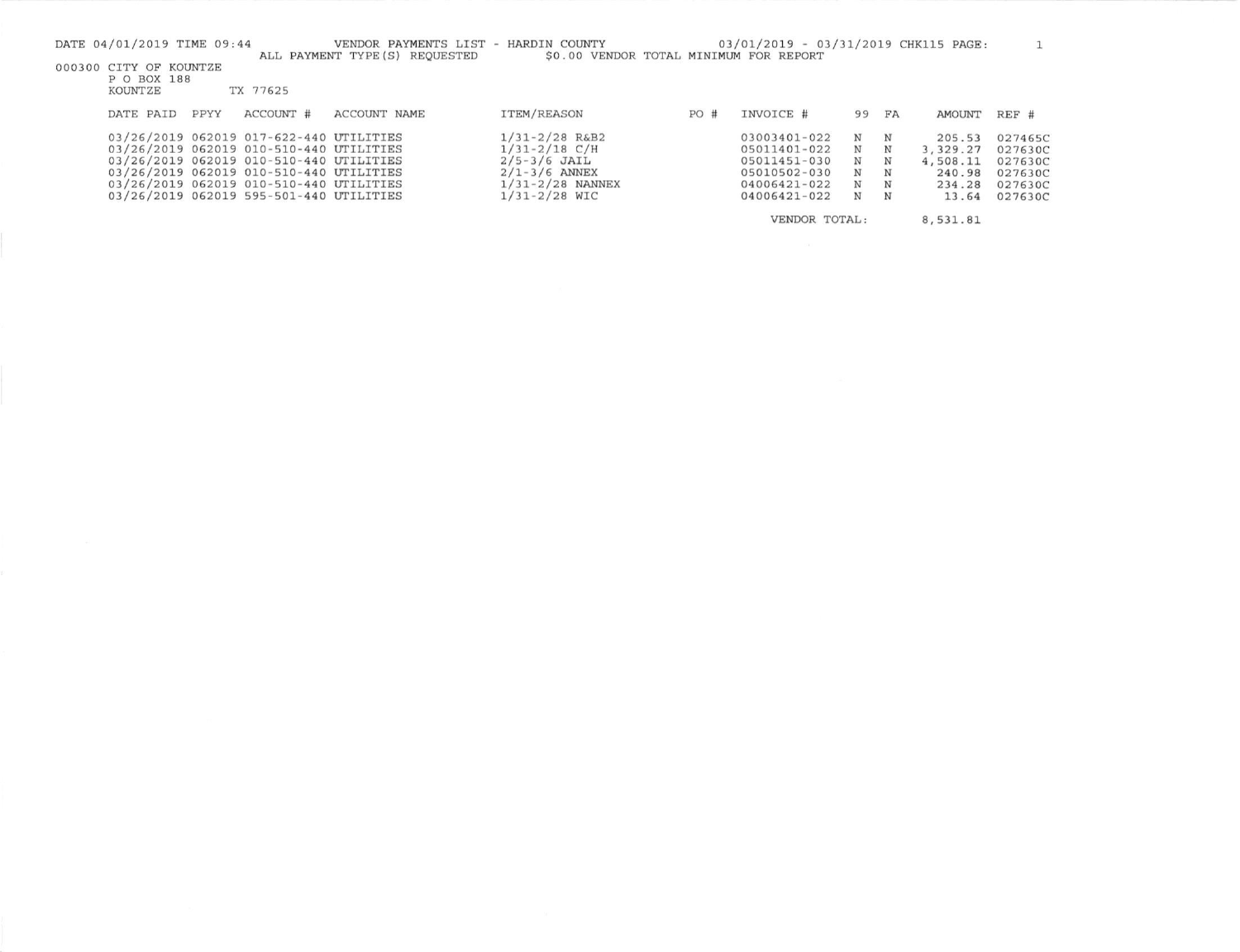DATE 04/01/2019 TIME 09:44 VENDOR PAYMENTS LIST - HARDIN COUNTY 03/01/2019 - 03/31/2019 CHK115 PAGE: 1

ALL PAYMENT TYPE(S) REQUESTED $0.00 VENDOR TOTAL MINIMUM FOR REPORT

000300 CITY OF KOUNTZE
P O BOX 188
KOUNTZE TX 77625

| DATE PAID | PPYY | ACCOUNT # | ACCOUNT NAME | ITEM/REASON | PO # | INVOICE # | 99 | FA | AMOUNT | REF # |
|---|---|---|---|---|---|---|---|---|---|---|
| 03/26/2019 | 062019 | 017-622-440 | UTILITIES | 1/31-2/28 R&B2 | | 03003401-022 | N | N | 205.53 | 027465C |
| 03/26/2019 | 062019 | 010-510-440 | UTILITIES | 1/31-2/18 C/H | | 05011401-022 | N | N | 3,329.27 | 027630C |
| 03/26/2019 | 062019 | 010-510-440 | UTILITIES | 2/5-3/6 JAIL | | 05011451-030 | N | N | 4,508.11 | 027630C |
| 03/26/2019 | 062019 | 010-510-440 | UTILITIES | 2/1-3/6 ANNEX | | 05010502-030 | N | N | 240.98 | 027630C |
| 03/26/2019 | 062019 | 010-510-440 | UTILITIES | 1/31-2/28 NANNEX | | 04006421-022 | N | N | 234.28 | 027630C |
| 03/26/2019 | 062019 | 595-501-440 | UTILITIES | 1/31-2/28 WIC | | 04006421-022 | N | N | 13.64 | 027630C |
| | | | | | | VENDOR TOTAL: | | | 8,531.81 | |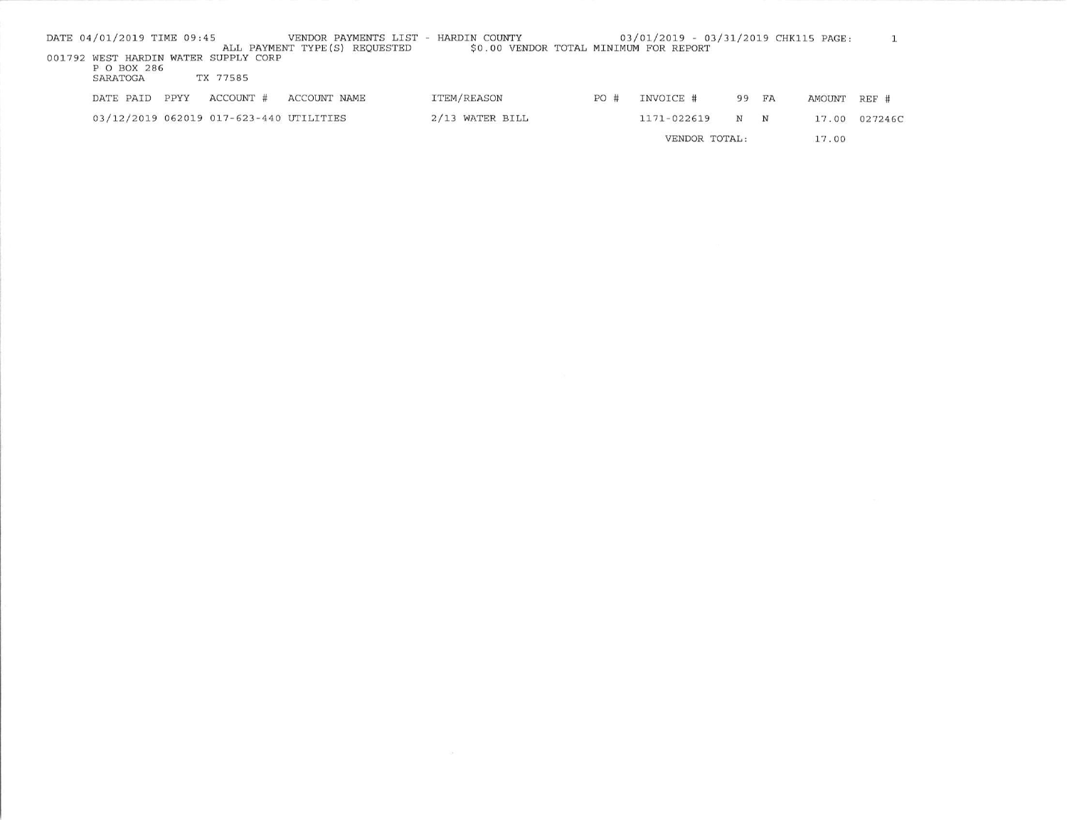DATE 04/01/2019 TIME 09:45 VENDOR PAYMENTS LIST - HARDIN COUNTY 03/01/2019 - 03/31/2019 CHK115 PAGE: 1

ALL PAYMENT TYPE(S) REQUESTED $0.00 VENDOR TOTAL MINIMUM FOR REPORT

001792 WEST HARDIN WATER SUPPLY CORP
P O BOX 286
SARATOGA TX 77585

| DATE PAID | PPYY | ACCOUNT # | ACCOUNT NAME | ITEM/REASON | PO # | INVOICE # | 99 | FA | AMOUNT | REF # |
|---|---|---|---|---|---|---|---|---|---|---|
| 03/12/2019 | 062019 | 017-623-440 | UTILITIES | 2/13 WATER BILL | | 1171-022619 | N | N | 17.00 | 027246C |
| | | | | | | VENDOR TOTAL: | | | 17.00 | |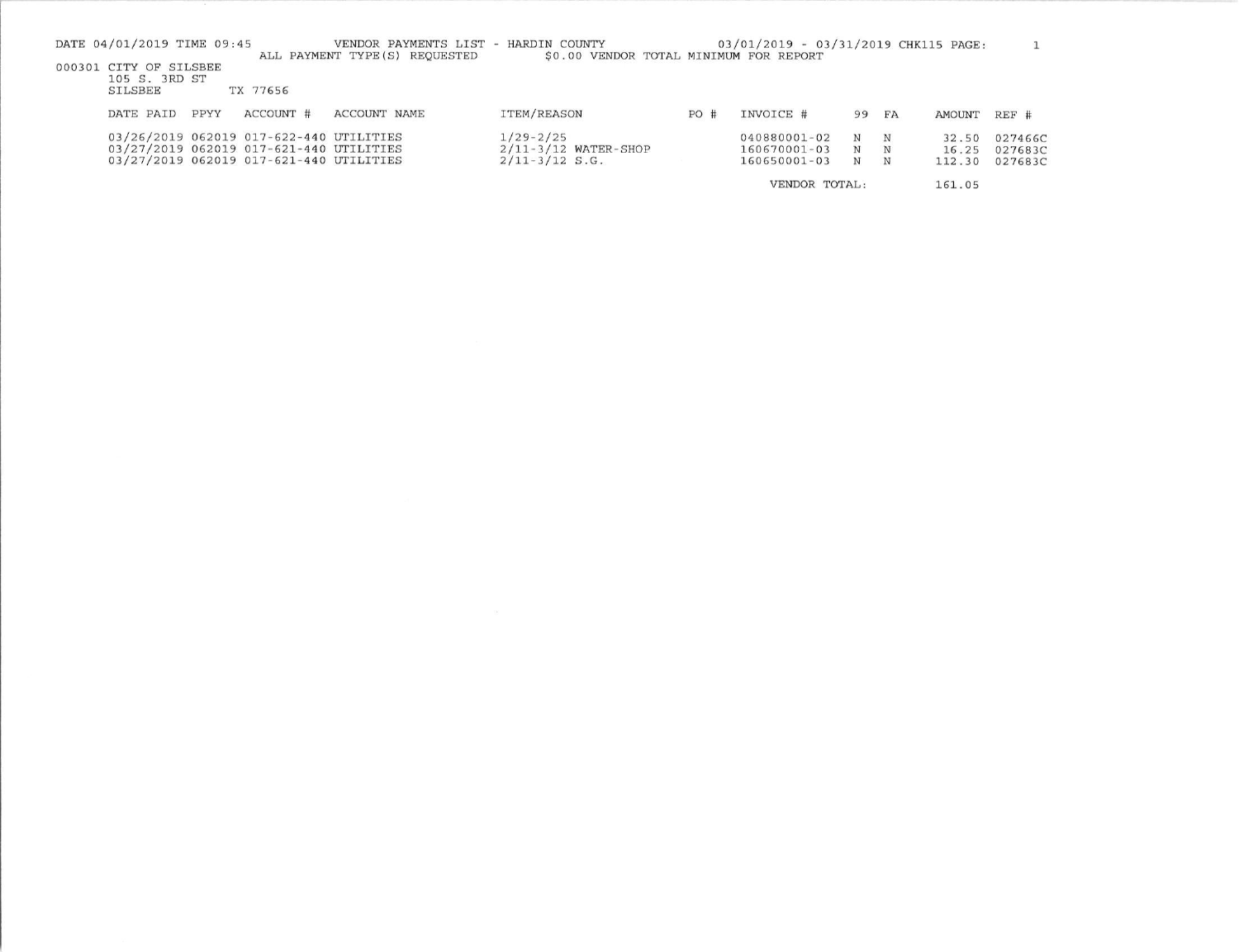DATE 04/01/2019 TIME 09:45 VENDOR PAYMENTS LIST - HARDIN COUNTY 03/01/2019 - 03/31/2019 CHK115 PAGE: 1

ALL PAYMENT TYPE(S) REQUESTED $0.00 VENDOR TOTAL MINIMUM FOR REPORT

000301 CITY OF SILSBEE
105 S. 3RD ST
SILSBEE TX 77656

| DATE PAID | PPYY | ACCOUNT # | ACCOUNT NAME | ITEM/REASON | PO # | INVOICE # | 99 | FA | AMOUNT | REF # |
|---|---|---|---|---|---|---|---|---|---|---|
| 03/26/2019 | 062019 | 017-622-440 | UTILITIES | 1/29-2/25 | | 040880001-02 | N | N | 32.50 | 027466C |
| 03/27/2019 | 062019 | 017-621-440 | UTILITIES | 2/11-3/12 WATER-SHOP | | 160670001-03 | N | N | 16.25 | 027683C |
| 03/27/2019 | 062019 | 017-621-440 | UTILITIES | 2/11-3/12 S.G. | | 160650001-03 | N | N | 112.30 | 027683C |
| | | | | | | VENDOR TOTAL: | | | 161.05 | |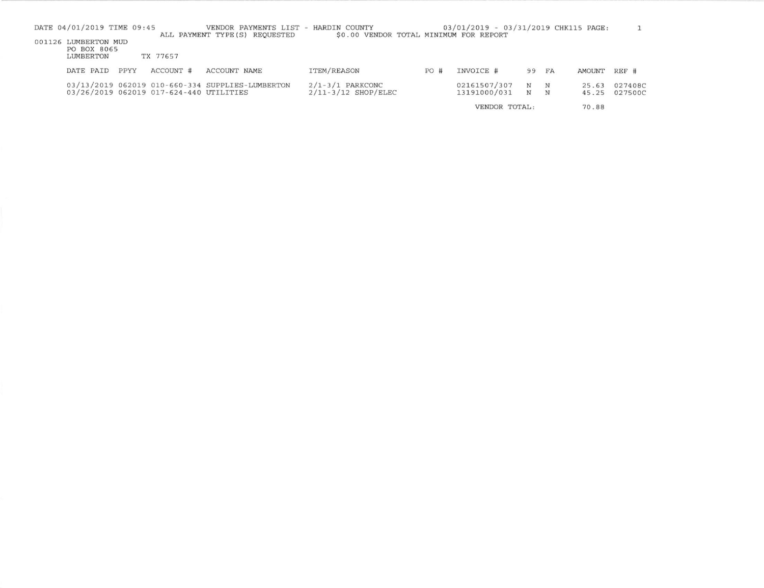DATE 04/01/2019 TIME 09:45 VENDOR PAYMENTS LIST - HARDIN COUNTY 03/01/2019 - 03/31/2019 CHK115 PAGE: 1

ALL PAYMENT TYPE(S) REQUESTED $0.00 VENDOR TOTAL MINIMUM FOR REPORT

001126 LUMBERTON MUD
PO BOX 8065
LUMBERTON TX 77657

| DATE PAID | PPYY | ACCOUNT # | ACCOUNT NAME | ITEM/REASON | PO # | INVOICE # | 99 | FA | AMOUNT | REF # |
|---|---|---|---|---|---|---|---|---|---|---|
| 03/13/2019 | 062019 | 010-660-334 | SUPPLIES-LUMBERTON | 2/1-3/1 PARKCONC | | 02161507/307 | N | N | 25.63 | 027408C |
| 03/26/2019 | 062019 | 017-624-440 | UTILITIES | 2/11-3/12 SHOP/ELEC | | 13191000/031 | N | N | 45.25 | 027500C |
| | | | | | | VENDOR TOTAL: | | | 70.88 | |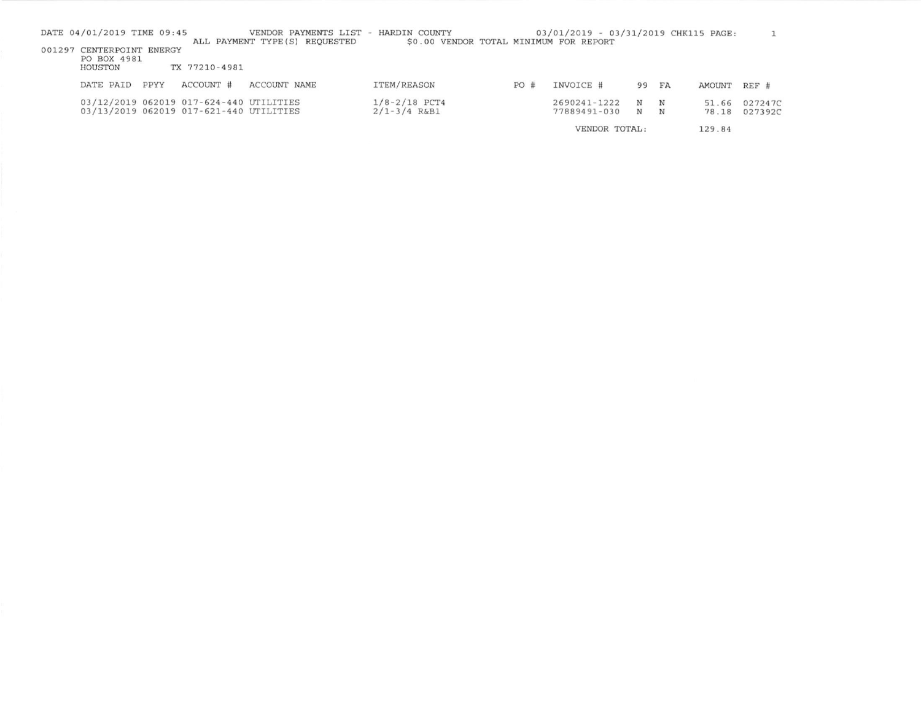DATE 04/01/2019 TIME 09:45 VENDOR PAYMENTS LIST - HARDIN COUNTY 03/01/2019 - 03/31/2019 CHK115 PAGE: 1

ALL PAYMENT TYPE(S) REQUESTED $0.00 VENDOR TOTAL MINIMUM FOR REPORT

001297 CENTERPOINT ENERGY
PO BOX 4981
HOUSTON TX 77210-4981

| DATE PAID | PPYY | ACCOUNT # | ACCOUNT NAME | ITEM/REASON | PO # | INVOICE # | 99 | FA | AMOUNT | REF # |
|---|---|---|---|---|---|---|---|---|---|---|
| 03/12/2019 | 062019 | 017-624-440 | UTILITIES | 1/8-2/18 PCT4 | | 2690241-1222 | N | N | 51.66 | 027247C |
| 03/13/2019 | 062019 | 017-621-440 | UTILITIES | 2/1-3/4 R&B1 | | 77889491-030 | N | N | 78.18 | 027392C |
| | | | | | | VENDOR TOTAL: | | | 129.84 | |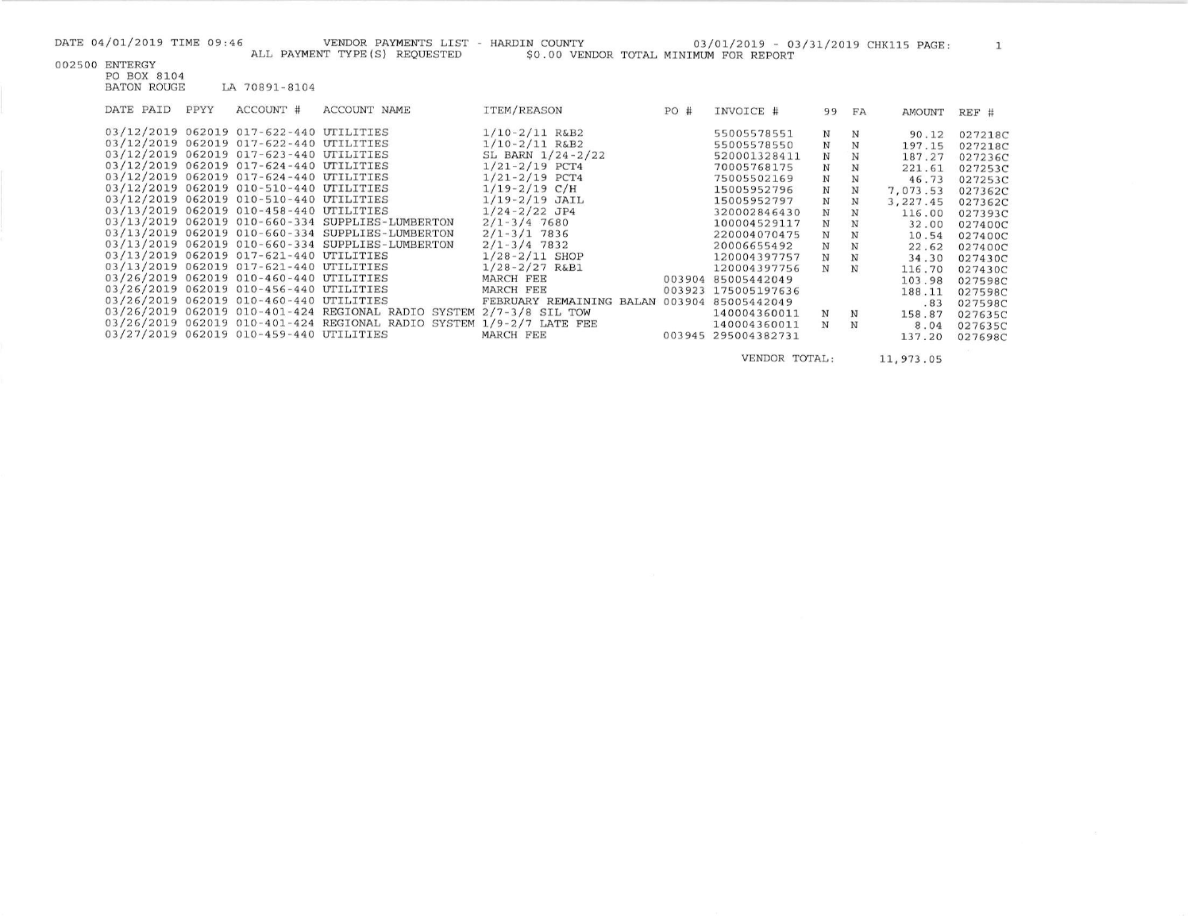DATE 04/01/2019 TIME 09:46 VENDOR PAYMENTS LIST - HARDIN COUNTY 03/01/2019 - 03/31/2019 CHK115 PAGE: 1

ALL PAYMENT TYPE(S) REQUESTED $0.00 VENDOR TOTAL MINIMUM FOR REPORT

002500 ENTERGY
PO BOX 8104
BATON ROUGE LA 70891-8104

| DATE PAID | PPYY | ACCOUNT # | ACCOUNT NAME | ITEM/REASON | PO # | INVOICE # | 99 | FA | AMOUNT | REF # |
|---|---|---|---|---|---|---|---|---|---|---|
| 03/12/2019 | 062019 | 017-622-440 | UTILITIES | 1/10-2/11 R&B2 | | 55005578551 | N | N | 90.12 | 027218C |
| 03/12/2019 | 062019 | 017-622-440 | UTILITIES | 1/10-2/11 R&B2 | | 55005578550 | N | N | 197.15 | 027218C |
| 03/12/2019 | 062019 | 017-623-440 | UTILITIES | SL BARN 1/24-2/22 | | 520001328411 | N | N | 187.27 | 027236C |
| 03/12/2019 | 062019 | 017-624-440 | UTILITIES | 1/21-2/19 PCT4 | | 70005768175 | N | N | 221.61 | 027253C |
| 03/12/2019 | 062019 | 017-624-440 | UTILITIES | 1/21-2/19 PCT4 | | 75005502169 | N | N | 46.73 | 027253C |
| 03/12/2019 | 062019 | 010-510-440 | UTILITIES | 1/19-2/19 C/H | | 15005952796 | N | N | 7,073.53 | 027362C |
| 03/12/2019 | 062019 | 010-510-440 | UTILITIES | 1/19-2/19 JAIL | | 15005952797 | N | N | 3,227.45 | 027362C |
| 03/13/2019 | 062019 | 010-458-440 | UTILITIES | 1/24-2/22 JP4 | | 320002846430 | N | N | 116.00 | 027393C |
| 03/13/2019 | 062019 | 010-660-334 | SUPPLIES-LUMBERTON | 2/1-3/4 7680 | | 100004529117 | N | N | 32.00 | 027400C |
| 03/13/2019 | 062019 | 010-660-334 | SUPPLIES-LUMBERTON | 2/1-3/1 7836 | | 220004070475 | N | N | 10.54 | 027400C |
| 03/13/2019 | 062019 | 010-660-334 | SUPPLIES-LUMBERTON | 2/1-3/4 7832 | | 20006655492 | N | N | 22.62 | 027400C |
| 03/13/2019 | 062019 | 017-621-440 | UTILITIES | 1/28-2/11 SHOP | | 120004397757 | N | N | 34.30 | 027430C |
| 03/13/2019 | 062019 | 017-621-440 | UTILITIES | 1/28-2/27 R&B1 | | 120004397756 | N | N | 116.70 | 027430C |
| 03/26/2019 | 062019 | 010-460-440 | UTILITIES | MARCH FEE | 003904 | 85005442049 | | | 103.98 | 027598C |
| 03/26/2019 | 062019 | 010-456-440 | UTILITIES | MARCH FEE | 003923 | 175005197636 | | | 188.11 | 027598C |
| 03/26/2019 | 062019 | 010-460-440 | UTILITIES | FEBRUARY REMAINING BALAN | 003904 | 85005442049 | | | .83 | 027598C |
| 03/26/2019 | 062019 | 010-401-424 | REGIONAL RADIO SYSTEM | 2/7-3/8 SIL TOW | | 140004360011 | N | N | 158.87 | 027635C |
| 03/26/2019 | 062019 | 010-401-424 | REGIONAL RADIO SYSTEM | 1/9-2/7 LATE FEE | | 140004360011 | N | N | 8.04 | 027635C |
| 03/27/2019 | 062019 | 010-459-440 | UTILITIES | MARCH FEE | 003945 | 295004382731 | | | 137.20 | 027698C |

VENDOR TOTAL: 11,973.05